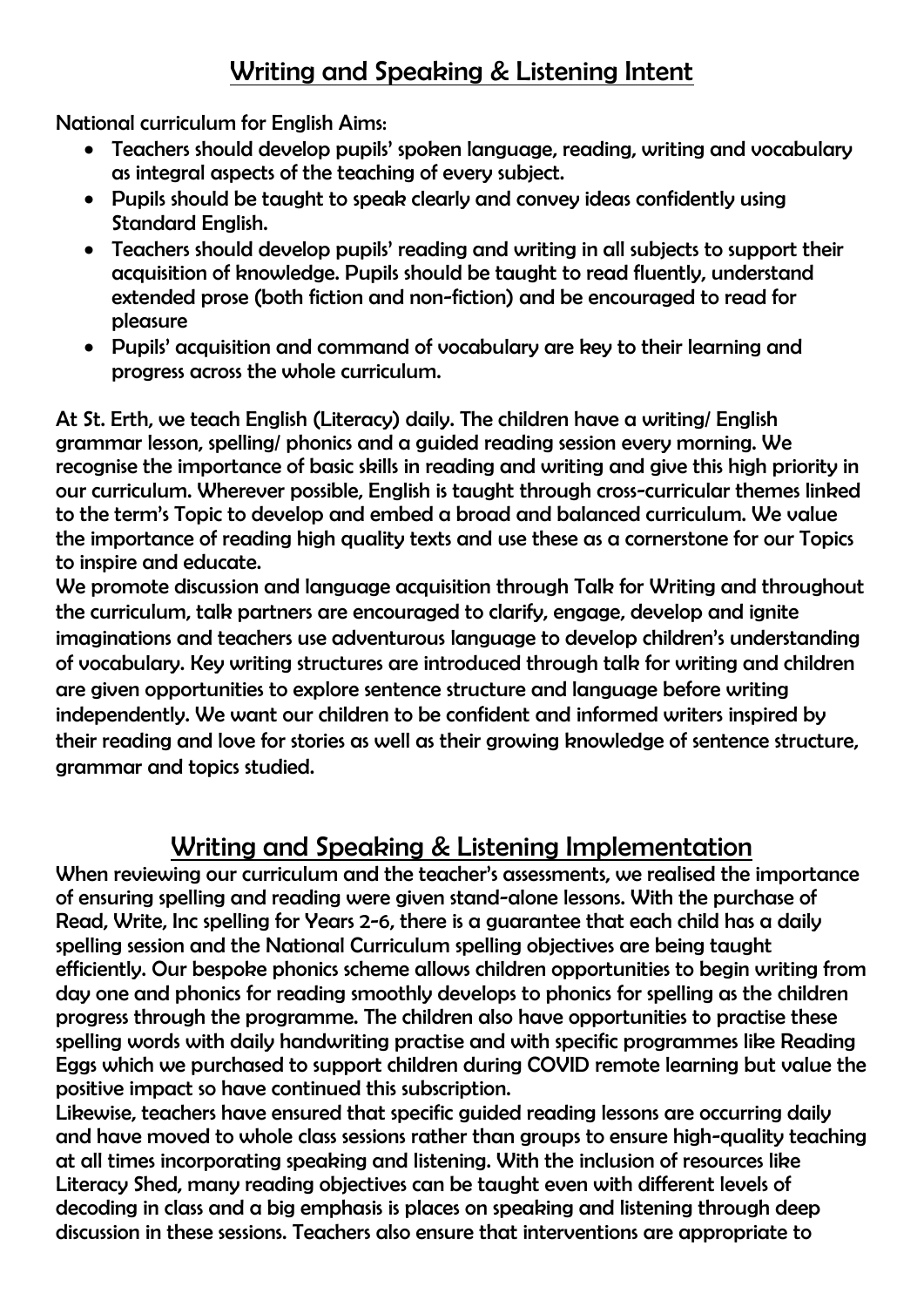# Writing and Speaking & Listening Intent

National curriculum for English Aims:

- Teachers should develop pupils' spoken language, reading, writing and vocabulary as integral aspects of the teaching of every subject.
- Pupils should be taught to speak clearly and convey ideas confidently using Standard English.
- Teachers should develop pupils' reading and writing in all subjects to support their acquisition of knowledge. Pupils should be taught to read fluently, understand extended prose (both fiction and non-fiction) and be encouraged to read for pleasure
- Pupils' acquisition and command of vocabulary are key to their learning and progress across the whole curriculum.

At St. Erth, we teach English (Literacy) daily. The children have a writing/ English grammar lesson, spelling/ phonics and a guided reading session every morning. We recognise the importance of basic skills in reading and writing and give this high priority in our curriculum. Wherever possible, English is taught through cross-curricular themes linked to the term's Topic to develop and embed a broad and balanced curriculum. We value the importance of reading high quality texts and use these as a cornerstone for our Topics to inspire and educate.

We promote discussion and language acquisition through Talk for Writing and throughout the curriculum, talk partners are encouraged to clarify, engage, develop and ignite imaginations and teachers use adventurous language to develop children's understanding of vocabulary. Key writing structures are introduced through talk for writing and children are given opportunities to explore sentence structure and language before writing independently. We want our children to be confident and informed writers inspired by their reading and love for stories as well as their growing knowledge of sentence structure, grammar and topics studied.

# Writing and Speaking & Listening Implementation

When reviewing our curriculum and the teacher's assessments, we realised the importance of ensuring spelling and reading were given stand-alone lessons. With the purchase of Read, Write, Inc spelling for Years 2-6, there is a guarantee that each child has a daily spelling session and the National Curriculum spelling objectives are being taught efficiently. Our bespoke phonics scheme allows children opportunities to begin writing from day one and phonics for reading smoothly develops to phonics for spelling as the children progress through the programme. The children also have opportunities to practise these spelling words with daily handwriting practise and with specific programmes like Reading Eggs which we purchased to support children during COVID remote learning but value the positive impact so have continued this subscription.

Likewise, teachers have ensured that specific guided reading lessons are occurring daily and have moved to whole class sessions rather than groups to ensure high-quality teaching at all times incorporating speaking and listening. With the inclusion of resources like Literacy Shed, many reading objectives can be taught even with different levels of decoding in class and a big emphasis is places on speaking and listening through deep discussion in these sessions. Teachers also ensure that interventions are appropriate to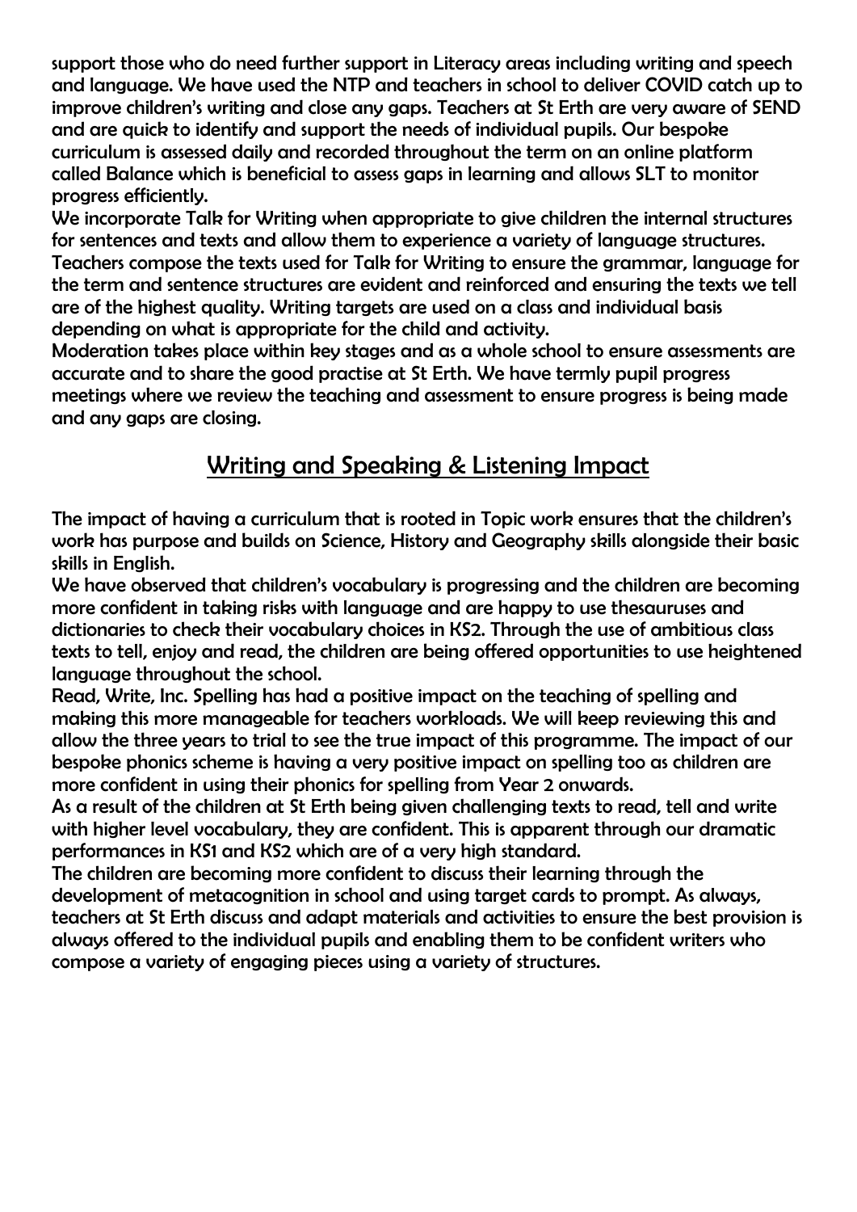support those who do need further support in Literacy areas including writing and speech and language. We have used the NTP and teachers in school to deliver COVID catch up to improve children's writing and close any gaps. Teachers at St Erth are very aware of SEND and are quick to identify and support the needs of individual pupils. Our bespoke curriculum is assessed daily and recorded throughout the term on an online platform called Balance which is beneficial to assess gaps in learning and allows SLT to monitor progress efficiently.

We incorporate Talk for Writing when appropriate to give children the internal structures for sentences and texts and allow them to experience a variety of language structures. Teachers compose the texts used for Talk for Writing to ensure the grammar, language for the term and sentence structures are evident and reinforced and ensuring the texts we tell are of the highest quality. Writing targets are used on a class and individual basis depending on what is appropriate for the child and activity.

Moderation takes place within key stages and as a whole school to ensure assessments are accurate and to share the good practise at St Erth. We have termly pupil progress meetings where we review the teaching and assessment to ensure progress is being made and any gaps are closing.

## Writing and Speaking & Listening Impact

The impact of having a curriculum that is rooted in Topic work ensures that the children's work has purpose and builds on Science, History and Geography skills alongside their basic skills in English.

We have observed that children's vocabulary is progressing and the children are becoming more confident in taking risks with language and are happy to use thesauruses and dictionaries to check their vocabulary choices in KS2. Through the use of ambitious class texts to tell, enjoy and read, the children are being offered opportunities to use heightened language throughout the school.

Read, Write, Inc. Spelling has had a positive impact on the teaching of spelling and making this more manageable for teachers workloads. We will keep reviewing this and allow the three years to trial to see the true impact of this programme. The impact of our bespoke phonics scheme is having a very positive impact on spelling too as children are more confident in using their phonics for spelling from Year 2 onwards.

As a result of the children at St Erth being given challenging texts to read, tell and write with higher level vocabulary, they are confident. This is apparent through our dramatic performances in KS1 and KS2 which are of a very high standard.

The children are becoming more confident to discuss their learning through the development of metacognition in school and using target cards to prompt. As always, teachers at St Erth discuss and adapt materials and activities to ensure the best provision is always offered to the individual pupils and enabling them to be confident writers who compose a variety of engaging pieces using a variety of structures.